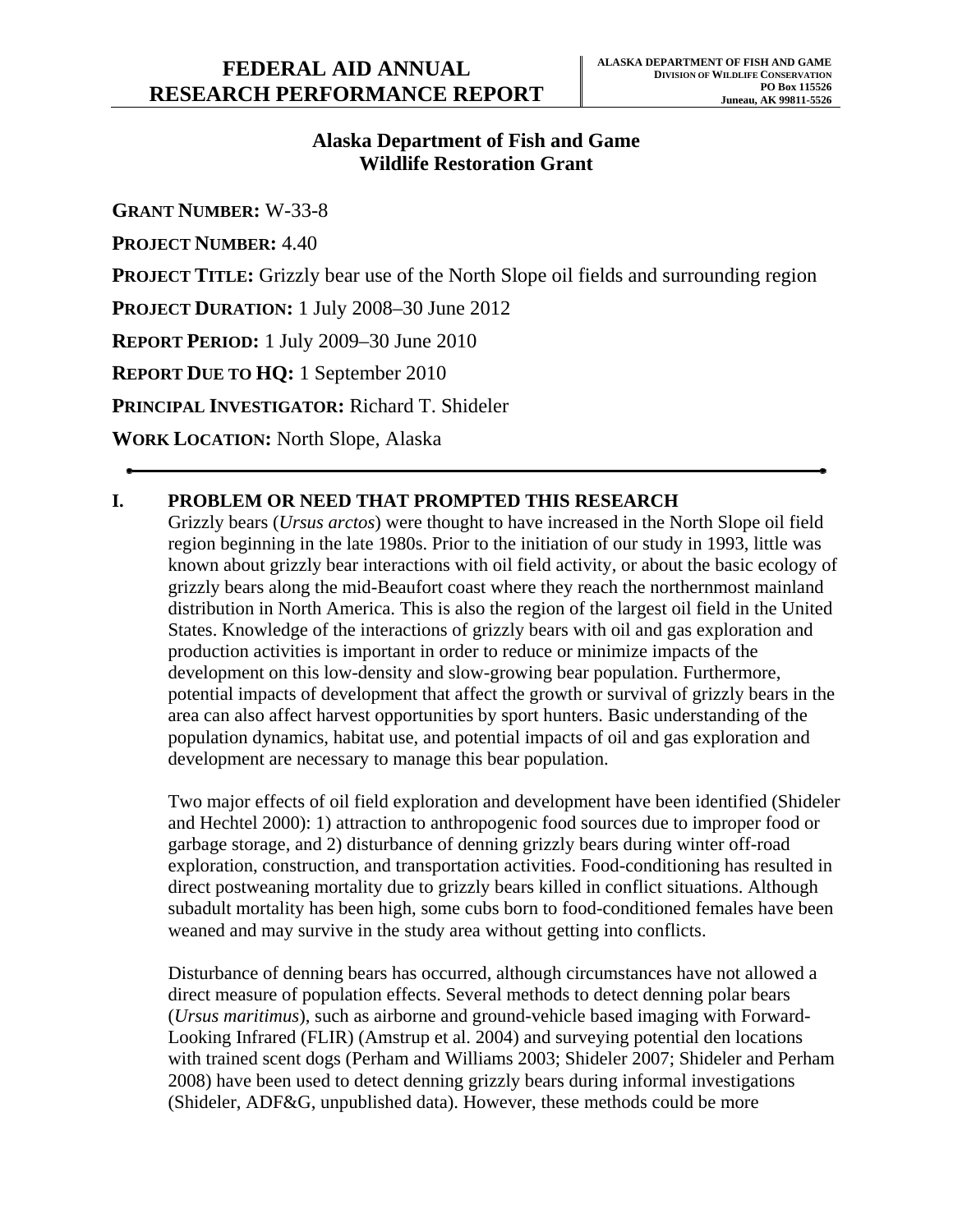# FEDERAL AID ANNUAL RESEARCH PERFORMANCE REPORT

**ALASKA DEPARTMENT OF FISH AND GAME**
**DIVISION OF WILDLIFE CONSERVATION**
**PO Box 115526**
**Juneau, AK 99811-5526**

## Alaska Department of Fish and Game
## Wildlife Restoration Grant

**GRANT NUMBER:** W-33-8

**PROJECT NUMBER:** 4.40

**PROJECT TITLE:** Grizzly bear use of the North Slope oil fields and surrounding region

**PROJECT DURATION:** 1 July 2008–30 June 2012

**REPORT PERIOD:** 1 July 2009–30 June 2010

**REPORT DUE TO HQ:** 1 September 2010

**PRINCIPAL INVESTIGATOR:** Richard T. Shideler

**WORK LOCATION:** North Slope, Alaska

---

## I. PROBLEM OR NEED THAT PROMPTED THIS RESEARCH

Grizzly bears (*Ursus arctos*) were thought to have increased in the North Slope oil field region beginning in the late 1980s. Prior to the initiation of our study in 1993, little was known about grizzly bear interactions with oil field activity, or about the basic ecology of grizzly bears along the mid-Beaufort coast where they reach the northernmost mainland distribution in North America. This is also the region of the largest oil field in the United States. Knowledge of the interactions of grizzly bears with oil and gas exploration and production activities is important in order to reduce or minimize impacts of the development on this low-density and slow-growing bear population. Furthermore, potential impacts of development that affect the growth or survival of grizzly bears in the area can also affect harvest opportunities by sport hunters. Basic understanding of the population dynamics, habitat use, and potential impacts of oil and gas exploration and development are necessary to manage this bear population.

Two major effects of oil field exploration and development have been identified (Shideler and Hechtel 2000): 1) attraction to anthropogenic food sources due to improper food or garbage storage, and 2) disturbance of denning grizzly bears during winter off-road exploration, construction, and transportation activities. Food-conditioning has resulted in direct postweaning mortality due to grizzly bears killed in conflict situations. Although subadult mortality has been high, some cubs born to food-conditioned females have been weaned and may survive in the study area without getting into conflicts.

Disturbance of denning bears has occurred, although circumstances have not allowed a direct measure of population effects. Several methods to detect denning polar bears (*Ursus maritimus*), such as airborne and ground-vehicle based imaging with Forward-Looking Infrared (FLIR) (Amstrup et al. 2004) and surveying potential den locations with trained scent dogs (Perham and Williams 2003; Shideler 2007; Shideler and Perham 2008) have been used to detect denning grizzly bears during informal investigations (Shideler, ADF&G, unpublished data). However, these methods could be more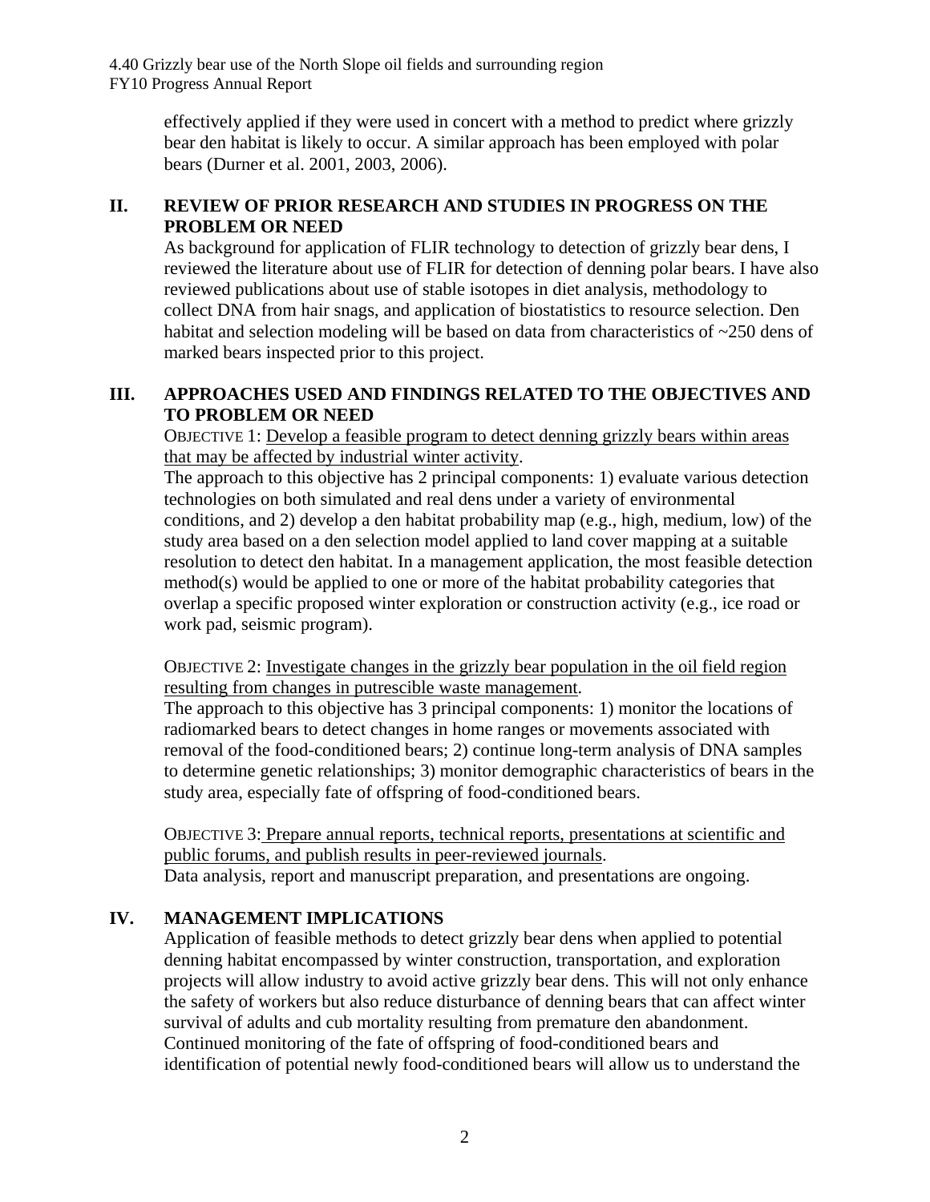effectively applied if they were used in concert with a method to predict where grizzly bear den habitat is likely to occur. A similar approach has been employed with polar bears (Durner et al. 2001, 2003, 2006).

## II. REVIEW OF PRIOR RESEARCH AND STUDIES IN PROGRESS ON THE PROBLEM OR NEED

As background for application of FLIR technology to detection of grizzly bear dens, I reviewed the literature about use of FLIR for detection of denning polar bears. I have also reviewed publications about use of stable isotopes in diet analysis, methodology to collect DNA from hair snags, and application of biostatistics to resource selection. Den habitat and selection modeling will be based on data from characteristics of ~250 dens of marked bears inspected prior to this project.

## III. APPROACHES USED AND FINDINGS RELATED TO THE OBJECTIVES AND TO PROBLEM OR NEED

OBJECTIVE 1: Develop a feasible program to detect denning grizzly bears within areas that may be affected by industrial winter activity.

The approach to this objective has 2 principal components: 1) evaluate various detection technologies on both simulated and real dens under a variety of environmental conditions, and 2) develop a den habitat probability map (e.g., high, medium, low) of the study area based on a den selection model applied to land cover mapping at a suitable resolution to detect den habitat. In a management application, the most feasible detection method(s) would be applied to one or more of the habitat probability categories that overlap a specific proposed winter exploration or construction activity (e.g., ice road or work pad, seismic program).

OBJECTIVE 2: Investigate changes in the grizzly bear population in the oil field region resulting from changes in putrescible waste management.

The approach to this objective has 3 principal components: 1) monitor the locations of radiomarked bears to detect changes in home ranges or movements associated with removal of the food-conditioned bears; 2) continue long-term analysis of DNA samples to determine genetic relationships; 3) monitor demographic characteristics of bears in the study area, especially fate of offspring of food-conditioned bears.

OBJECTIVE 3: Prepare annual reports, technical reports, presentations at scientific and public forums, and publish results in peer-reviewed journals.

Data analysis, report and manuscript preparation, and presentations are ongoing.

## IV. MANAGEMENT IMPLICATIONS

Application of feasible methods to detect grizzly bear dens when applied to potential denning habitat encompassed by winter construction, transportation, and exploration projects will allow industry to avoid active grizzly bear dens. This will not only enhance the safety of workers but also reduce disturbance of denning bears that can affect winter survival of adults and cub mortality resulting from premature den abandonment. Continued monitoring of the fate of offspring of food-conditioned bears and identification of potential newly food-conditioned bears will allow us to understand the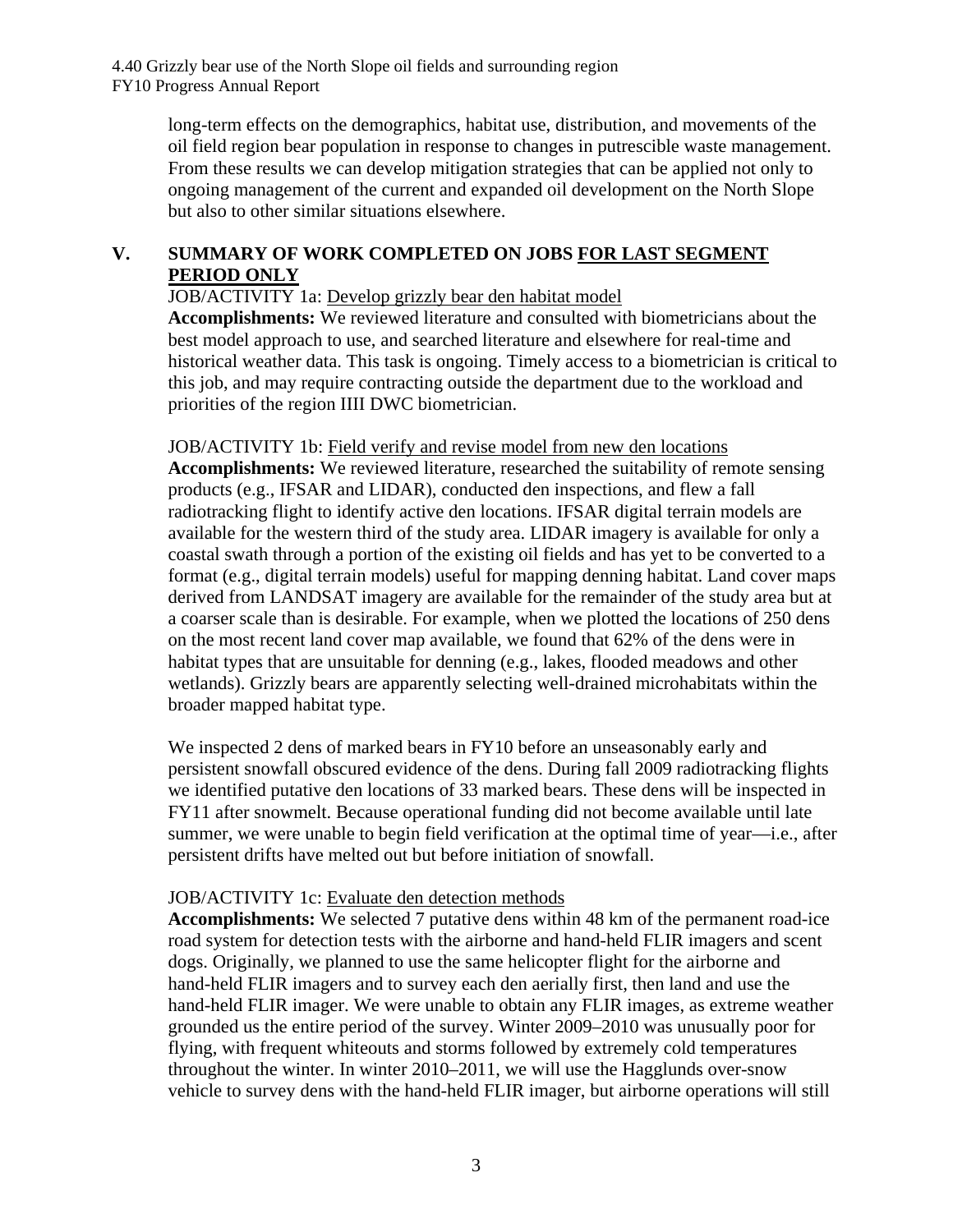long-term effects on the demographics, habitat use, distribution, and movements of the oil field region bear population in response to changes in putrescible waste management. From these results we can develop mitigation strategies that can be applied not only to ongoing management of the current and expanded oil development on the North Slope but also to other similar situations elsewhere.

## V. SUMMARY OF WORK COMPLETED ON JOBS FOR LAST SEGMENT PERIOD ONLY

JOB/ACTIVITY 1a: Develop grizzly bear den habitat model

**Accomplishments:** We reviewed literature and consulted with biometricians about the best model approach to use, and searched literature and elsewhere for real-time and historical weather data. This task is ongoing. Timely access to a biometrician is critical to this job, and may require contracting outside the department due to the workload and priorities of the region IIII DWC biometrician.

JOB/ACTIVITY 1b: Field verify and revise model from new den locations

**Accomplishments:** We reviewed literature, researched the suitability of remote sensing products (e.g., IFSAR and LIDAR), conducted den inspections, and flew a fall radiotracking flight to identify active den locations. IFSAR digital terrain models are available for the western third of the study area. LIDAR imagery is available for only a coastal swath through a portion of the existing oil fields and has yet to be converted to a format (e.g., digital terrain models) useful for mapping denning habitat. Land cover maps derived from LANDSAT imagery are available for the remainder of the study area but at a coarser scale than is desirable. For example, when we plotted the locations of 250 dens on the most recent land cover map available, we found that 62% of the dens were in habitat types that are unsuitable for denning (e.g., lakes, flooded meadows and other wetlands). Grizzly bears are apparently selecting well-drained microhabitats within the broader mapped habitat type.

We inspected 2 dens of marked bears in FY10 before an unseasonably early and persistent snowfall obscured evidence of the dens. During fall 2009 radiotracking flights we identified putative den locations of 33 marked bears. These dens will be inspected in FY11 after snowmelt. Because operational funding did not become available until late summer, we were unable to begin field verification at the optimal time of year—i.e., after persistent drifts have melted out but before initiation of snowfall.

JOB/ACTIVITY 1c: Evaluate den detection methods

**Accomplishments:** We selected 7 putative dens within 48 km of the permanent road-ice road system for detection tests with the airborne and hand-held FLIR imagers and scent dogs. Originally, we planned to use the same helicopter flight for the airborne and hand-held FLIR imagers and to survey each den aerially first, then land and use the hand-held FLIR imager. We were unable to obtain any FLIR images, as extreme weather grounded us the entire period of the survey. Winter 2009–2010 was unusually poor for flying, with frequent whiteouts and storms followed by extremely cold temperatures throughout the winter. In winter 2010–2011, we will use the Hagglunds over-snow vehicle to survey dens with the hand-held FLIR imager, but airborne operations will still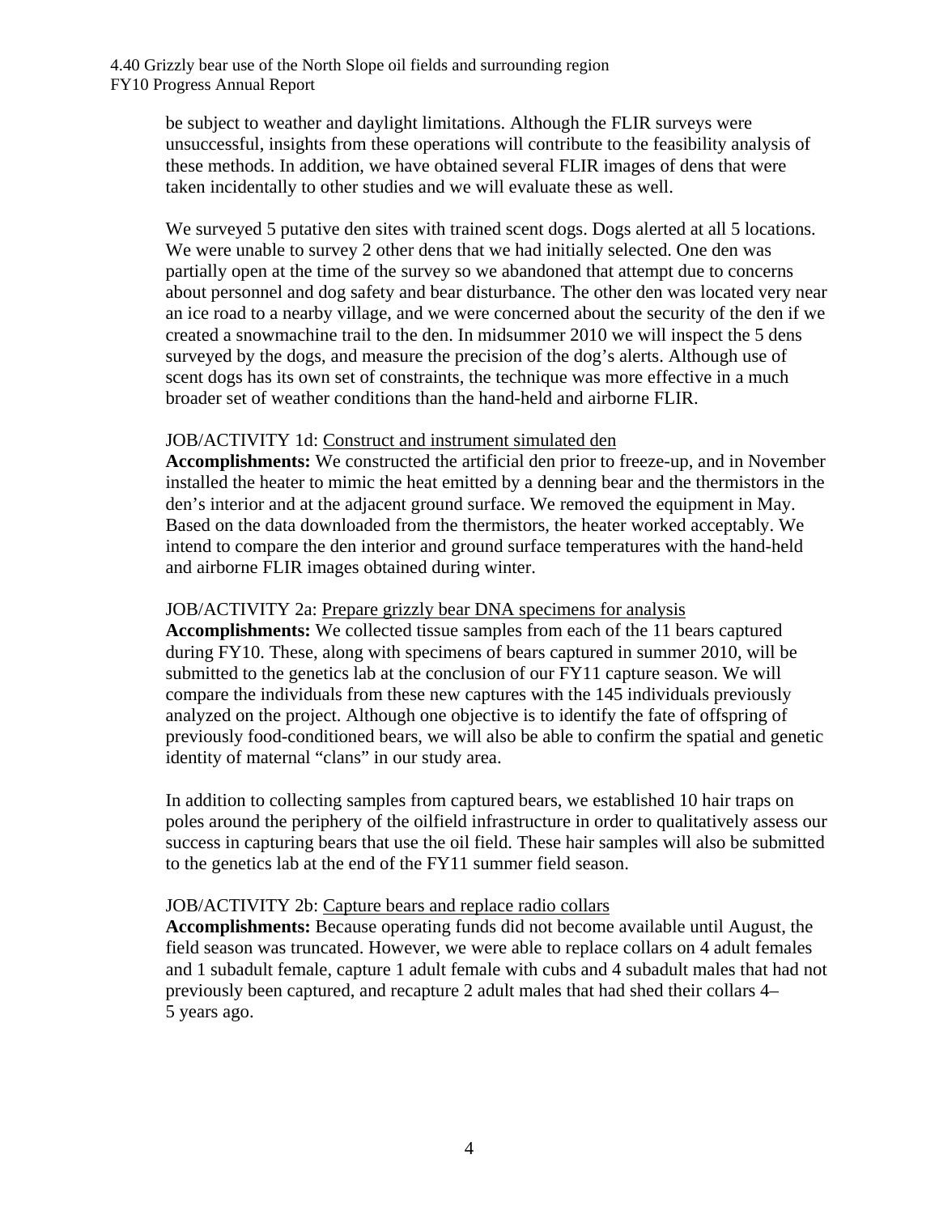be subject to weather and daylight limitations. Although the FLIR surveys were unsuccessful, insights from these operations will contribute to the feasibility analysis of these methods. In addition, we have obtained several FLIR images of dens that were taken incidentally to other studies and we will evaluate these as well.

We surveyed 5 putative den sites with trained scent dogs. Dogs alerted at all 5 locations. We were unable to survey 2 other dens that we had initially selected. One den was partially open at the time of the survey so we abandoned that attempt due to concerns about personnel and dog safety and bear disturbance. The other den was located very near an ice road to a nearby village, and we were concerned about the security of the den if we created a snowmachine trail to the den. In midsummer 2010 we will inspect the 5 dens surveyed by the dogs, and measure the precision of the dog's alerts. Although use of scent dogs has its own set of constraints, the technique was more effective in a much broader set of weather conditions than the hand-held and airborne FLIR.

JOB/ACTIVITY 1d: Construct and instrument simulated den

**Accomplishments:** We constructed the artificial den prior to freeze-up, and in November installed the heater to mimic the heat emitted by a denning bear and the thermistors in the den's interior and at the adjacent ground surface. We removed the equipment in May. Based on the data downloaded from the thermistors, the heater worked acceptably. We intend to compare the den interior and ground surface temperatures with the hand-held and airborne FLIR images obtained during winter.

JOB/ACTIVITY 2a: Prepare grizzly bear DNA specimens for analysis

**Accomplishments:** We collected tissue samples from each of the 11 bears captured during FY10. These, along with specimens of bears captured in summer 2010, will be submitted to the genetics lab at the conclusion of our FY11 capture season. We will compare the individuals from these new captures with the 145 individuals previously analyzed on the project. Although one objective is to identify the fate of offspring of previously food-conditioned bears, we will also be able to confirm the spatial and genetic identity of maternal "clans" in our study area.

In addition to collecting samples from captured bears, we established 10 hair traps on poles around the periphery of the oilfield infrastructure in order to qualitatively assess our success in capturing bears that use the oil field. These hair samples will also be submitted to the genetics lab at the end of the FY11 summer field season.

JOB/ACTIVITY 2b: Capture bears and replace radio collars

**Accomplishments:** Because operating funds did not become available until August, the field season was truncated. However, we were able to replace collars on 4 adult females and 1 subadult female, capture 1 adult female with cubs and 4 subadult males that had not previously been captured, and recapture 2 adult males that had shed their collars 4–5 years ago.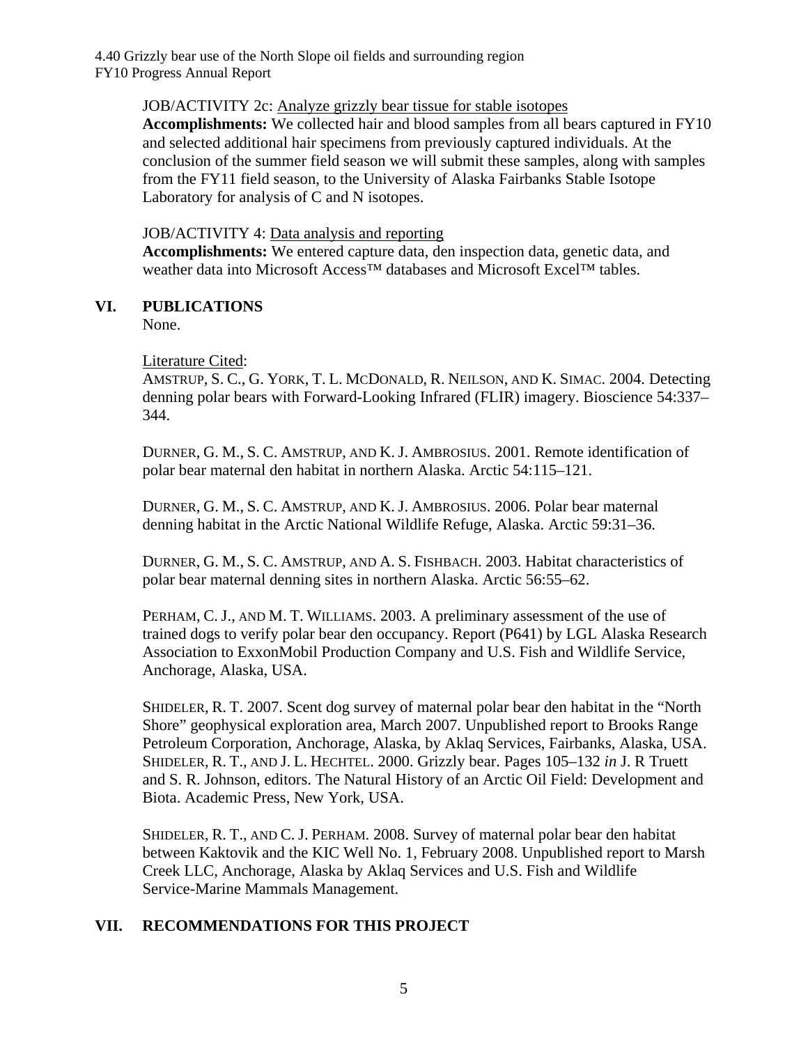JOB/ACTIVITY 2c: Analyze grizzly bear tissue for stable isotopes

**Accomplishments:** We collected hair and blood samples from all bears captured in FY10 and selected additional hair specimens from previously captured individuals. At the conclusion of the summer field season we will submit these samples, along with samples from the FY11 field season, to the University of Alaska Fairbanks Stable Isotope Laboratory for analysis of C and N isotopes.

JOB/ACTIVITY 4: Data analysis and reporting

**Accomplishments:** We entered capture data, den inspection data, genetic data, and weather data into Microsoft Access™ databases and Microsoft Excel™ tables.

## VI. PUBLICATIONS

None.

Literature Cited:

AMSTRUP, S. C., G. YORK, T. L. MCDONALD, R. NEILSON, AND K. SIMAC. 2004. Detecting denning polar bears with Forward-Looking Infrared (FLIR) imagery. Bioscience 54:337–344.

DURNER, G. M., S. C. AMSTRUP, AND K. J. AMBROSIUS. 2001. Remote identification of polar bear maternal den habitat in northern Alaska. Arctic 54:115–121.

DURNER, G. M., S. C. AMSTRUP, AND K. J. AMBROSIUS. 2006. Polar bear maternal denning habitat in the Arctic National Wildlife Refuge, Alaska. Arctic 59:31–36.

DURNER, G. M., S. C. AMSTRUP, AND A. S. FISHBACH. 2003. Habitat characteristics of polar bear maternal denning sites in northern Alaska. Arctic 56:55–62.

PERHAM, C. J., AND M. T. WILLIAMS. 2003. A preliminary assessment of the use of trained dogs to verify polar bear den occupancy. Report (P641) by LGL Alaska Research Association to ExxonMobil Production Company and U.S. Fish and Wildlife Service, Anchorage, Alaska, USA.

SHIDELER, R. T. 2007. Scent dog survey of maternal polar bear den habitat in the "North Shore" geophysical exploration area, March 2007. Unpublished report to Brooks Range Petroleum Corporation, Anchorage, Alaska, by Aklaq Services, Fairbanks, Alaska, USA.

SHIDELER, R. T., AND J. L. HECHTEL. 2000. Grizzly bear. Pages 105–132 *in* J. R Truett and S. R. Johnson, editors. The Natural History of an Arctic Oil Field: Development and Biota. Academic Press, New York, USA.

SHIDELER, R. T., AND C. J. PERHAM. 2008. Survey of maternal polar bear den habitat between Kaktovik and the KIC Well No. 1, February 2008. Unpublished report to Marsh Creek LLC, Anchorage, Alaska by Aklaq Services and U.S. Fish and Wildlife Service-Marine Mammals Management.

## VII. RECOMMENDATIONS FOR THIS PROJECT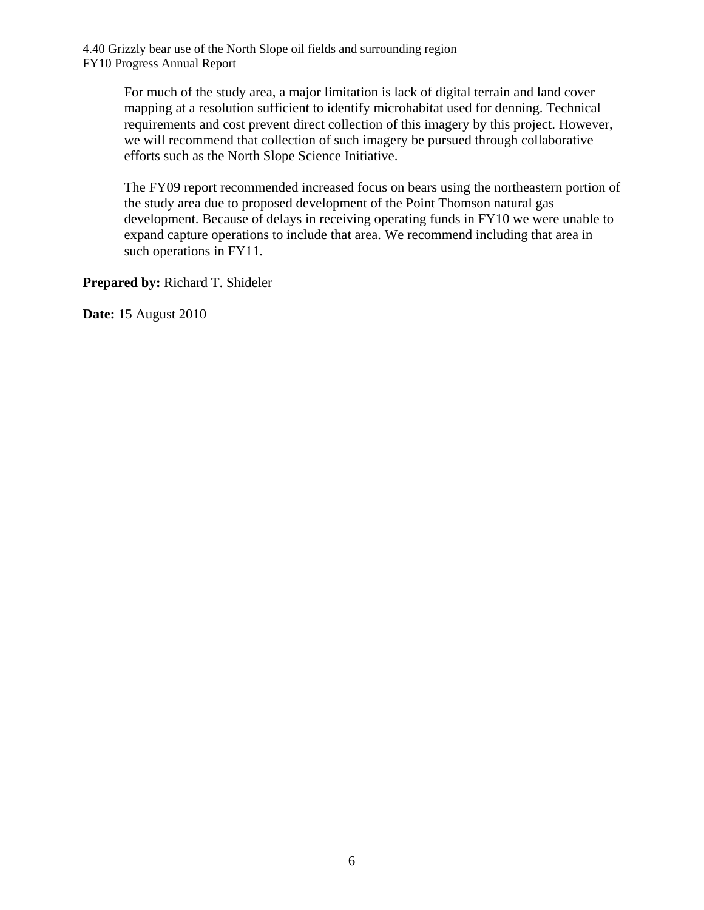For much of the study area, a major limitation is lack of digital terrain and land cover mapping at a resolution sufficient to identify microhabitat used for denning. Technical requirements and cost prevent direct collection of this imagery by this project. However, we will recommend that collection of such imagery be pursued through collaborative efforts such as the North Slope Science Initiative.

The FY09 report recommended increased focus on bears using the northeastern portion of the study area due to proposed development of the Point Thomson natural gas development. Because of delays in receiving operating funds in FY10 we were unable to expand capture operations to include that area. We recommend including that area in such operations in FY11.

**Prepared by:** Richard T. Shideler

**Date:** 15 August 2010